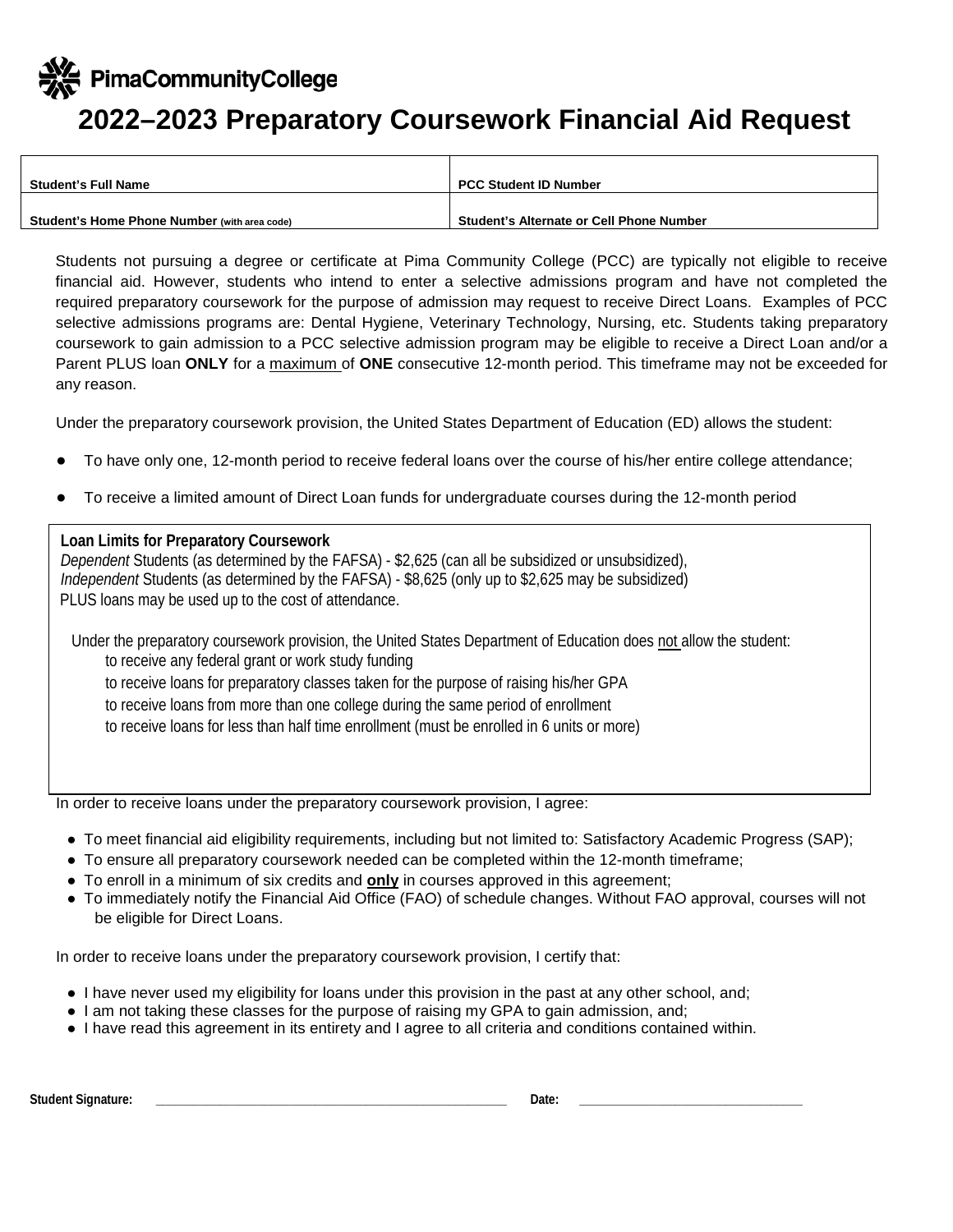PimaCommunityCollege

# 2022–2023 Preparatory Coursework Financial Aid Request

| Student's Full Name | PCC Student ID Number |
| --- | --- |
| Student's Home Phone Number (with area code) | Student's Alternate or Cell Phone Number |

Students not pursuing a degree or certificate at Pima Community College (PCC) are typically not eligible to receive financial aid. However, students who intend to enter a selective admissions program and have not completed the required preparatory coursework for the purpose of admission may request to receive Direct Loans. Examples of PCC selective admissions programs are: Dental Hygiene, Veterinary Technology, Nursing, etc. Students taking preparatory coursework to gain admission to a PCC selective admission program may be eligible to receive a Direct Loan and/or a Parent PLUS loan **ONLY** for a maximum of **ONE** consecutive 12-month period. This timeframe may not be exceeded for any reason.

Under the preparatory coursework provision, the United States Department of Education (ED) allows the student:

- To have only one, 12-month period to receive federal loans over the course of his/her entire college attendance;
- To receive a limited amount of Direct Loan funds for undergraduate courses during the 12-month period

**Loan Limits for Preparatory Coursework**
*Dependent* Students (as determined by the FAFSA) - $2,625 (can all be subsidized or unsubsidized),
*Independent* Students (as determined by the FAFSA) - $8,625 (only up to $2,625 may be subsidized)
PLUS loans may be used up to the cost of attendance.

Under the preparatory coursework provision, the United States Department of Education does not allow the student:

- to receive any federal grant or work study funding
- to receive loans for preparatory classes taken for the purpose of raising his/her GPA
- to receive loans from more than one college during the same period of enrollment
- to receive loans for less than half time enrollment (must be enrolled in 6 units or more)

In order to receive loans under the preparatory coursework provision, I agree:

- To meet financial aid eligibility requirements, including but not limited to: Satisfactory Academic Progress (SAP);
- To ensure all preparatory coursework needed can be completed within the 12-month timeframe;
- To enroll in a minimum of six credits and **only** in courses approved in this agreement;
- To immediately notify the Financial Aid Office (FAO) of schedule changes. Without FAO approval, courses will not be eligible for Direct Loans.

In order to receive loans under the preparatory coursework provision, I certify that:

- I have never used my eligibility for loans under this provision in the past at any other school, and;
- I am not taking these classes for the purpose of raising my GPA to gain admission, and;
- I have read this agreement in its entirety and I agree to all criteria and conditions contained within.

**Student Signature:** \_\_\_\_\_\_\_\_\_\_\_\_\_\_\_\_\_\_\_\_\_\_\_\_\_\_\_\_\_\_\_\_\_\_\_\_\_\_ **Date:** \_\_\_\_\_\_\_\_\_\_\_\_\_\_\_\_\_\_\_\_\_\_\_\_\_\_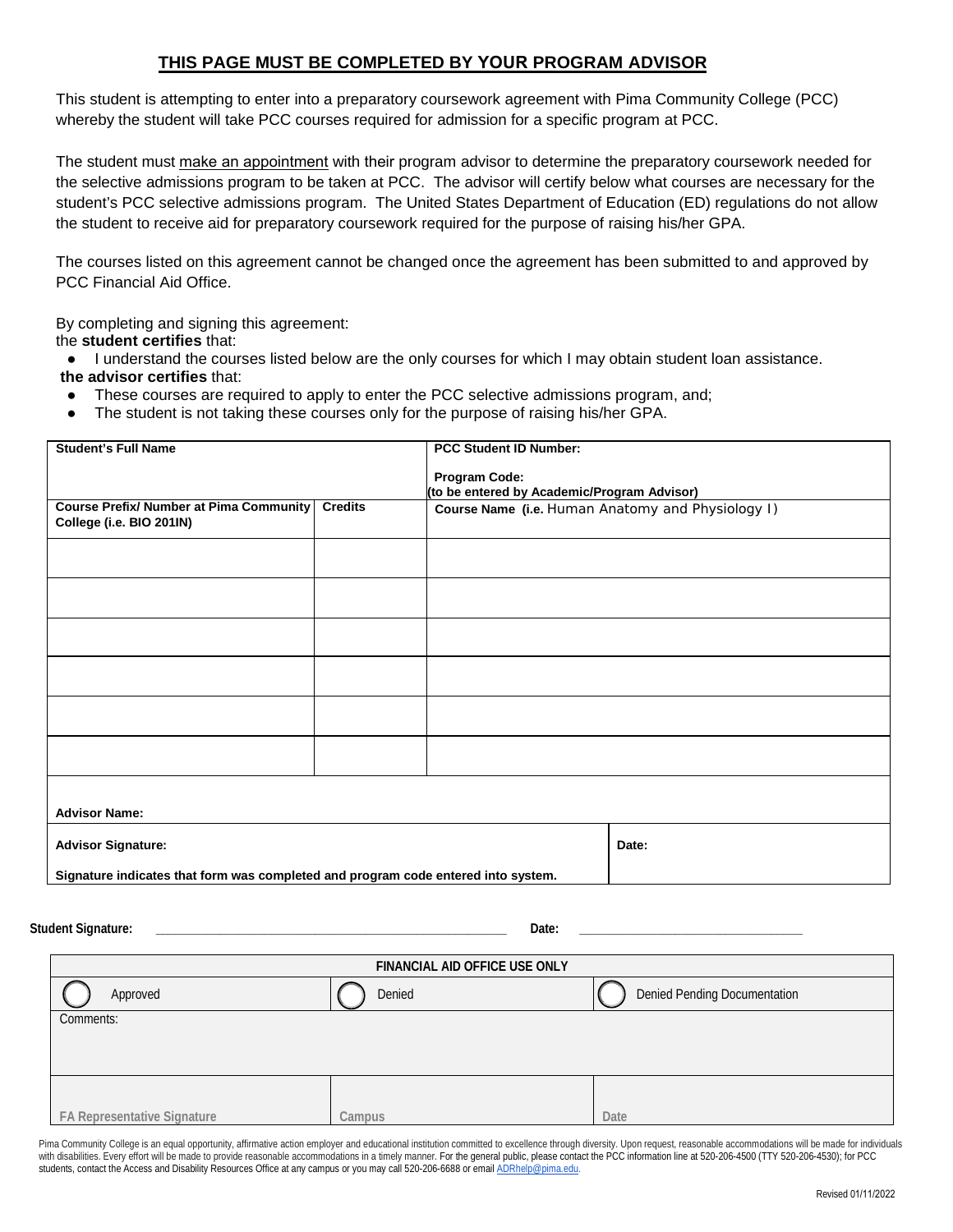## THIS PAGE MUST BE COMPLETED BY YOUR PROGRAM ADVISOR

This student is attempting to enter into a preparatory coursework agreement with Pima Community College (PCC) whereby the student will take PCC courses required for admission for a specific program at PCC.

The student must make an appointment with their program advisor to determine the preparatory coursework needed for the selective admissions program to be taken at PCC. The advisor will certify below what courses are necessary for the student's PCC selective admissions program. The United States Department of Education (ED) regulations do not allow the student to receive aid for preparatory coursework required for the purpose of raising his/her GPA.

The courses listed on this agreement cannot be changed once the agreement has been submitted to and approved by PCC Financial Aid Office.

By completing and signing this agreement:
the **student certifies** that:

- I understand the courses listed below are the only courses for which I may obtain student loan assistance.

**the advisor certifies** that:

- These courses are required to apply to enter the PCC selective admissions program, and;
- The student is not taking these courses only for the purpose of raising his/her GPA.

| **Student's Full Name** | | **PCC Student ID Number:**<br><br>**Program Code:**<br>**(to be entered by Academic/Program Advisor)** |
|---|---|---|
| **Course Prefix/ Number at Pima Community College (i.e. BIO 201IN)** | **Credits** | **Course Name (i.e.** Human Anatomy and Physiology I) |
| | | |
| | | |
| | | |
| | | |
| | | |
| | | |
| **Advisor Name:** | | |
| **Advisor Signature:**<br><br>**Signature indicates that form was completed and program code entered into system.** | | **Date:** |

**Student Signature:** ______________________________ **Date:** ____________________

| FINANCIAL AID OFFICE USE ONLY | | |
|---|---|---|
| ◯ Approved | ◯ Denied | ◯ Denied Pending Documentation |
| Comments: | | |
| FA Representative Signature | Campus | Date |

Pima Community College is an equal opportunity, affirmative action employer and educational institution committed to excellence through diversity. Upon request, reasonable accommodations will be made for individuals with disabilities. Every effort will be made to provide reasonable accommodations in a timely manner. For the general public, please contact the PCC information line at 520-206-4500 (TTY 520-206-4530); for PCC students, contact the Access and Disability Resources Office at any campus or you may call 520-206-6688 or email ADRhelp@pima.edu.

Revised 01/11/2022